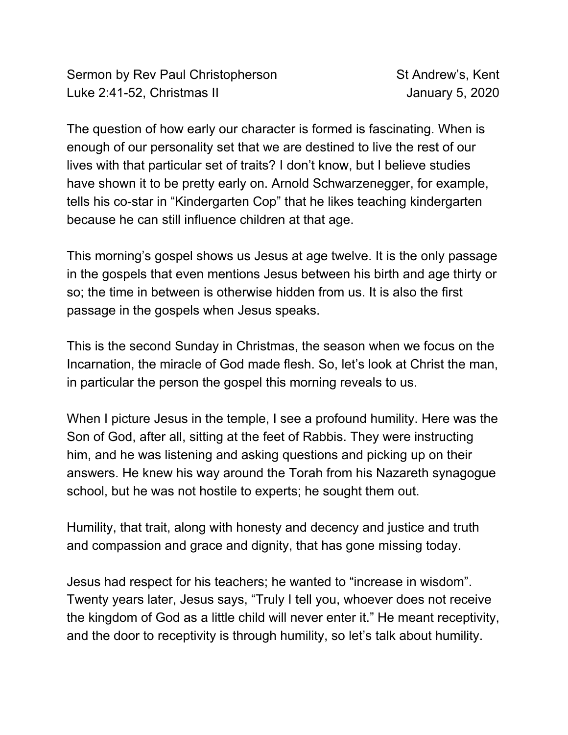Sermon by Rev Paul Christopherson
Luke 2:41-52, Christmas II

St Andrew's, Kent
January 5, 2020

The question of how early our character is formed is fascinating. When is enough of our personality set that we are destined to live the rest of our lives with that particular set of traits? I don't know, but I believe studies have shown it to be pretty early on. Arnold Schwarzenegger, for example, tells his co-star in "Kindergarten Cop" that he likes teaching kindergarten because he can still influence children at that age.

This morning's gospel shows us Jesus at age twelve. It is the only passage in the gospels that even mentions Jesus between his birth and age thirty or so; the time in between is otherwise hidden from us. It is also the first passage in the gospels when Jesus speaks.

This is the second Sunday in Christmas, the season when we focus on the Incarnation, the miracle of God made flesh. So, let's look at Christ the man, in particular the person the gospel this morning reveals to us.

When I picture Jesus in the temple, I see a profound humility. Here was the Son of God, after all, sitting at the feet of Rabbis. They were instructing him, and he was listening and asking questions and picking up on their answers. He knew his way around the Torah from his Nazareth synagogue school, but he was not hostile to experts; he sought them out.

Humility, that trait, along with honesty and decency and justice and truth and compassion and grace and dignity, that has gone missing today.

Jesus had respect for his teachers; he wanted to "increase in wisdom". Twenty years later, Jesus says, "Truly I tell you, whoever does not receive the kingdom of God as a little child will never enter it." He meant receptivity, and the door to receptivity is through humility, so let's talk about humility.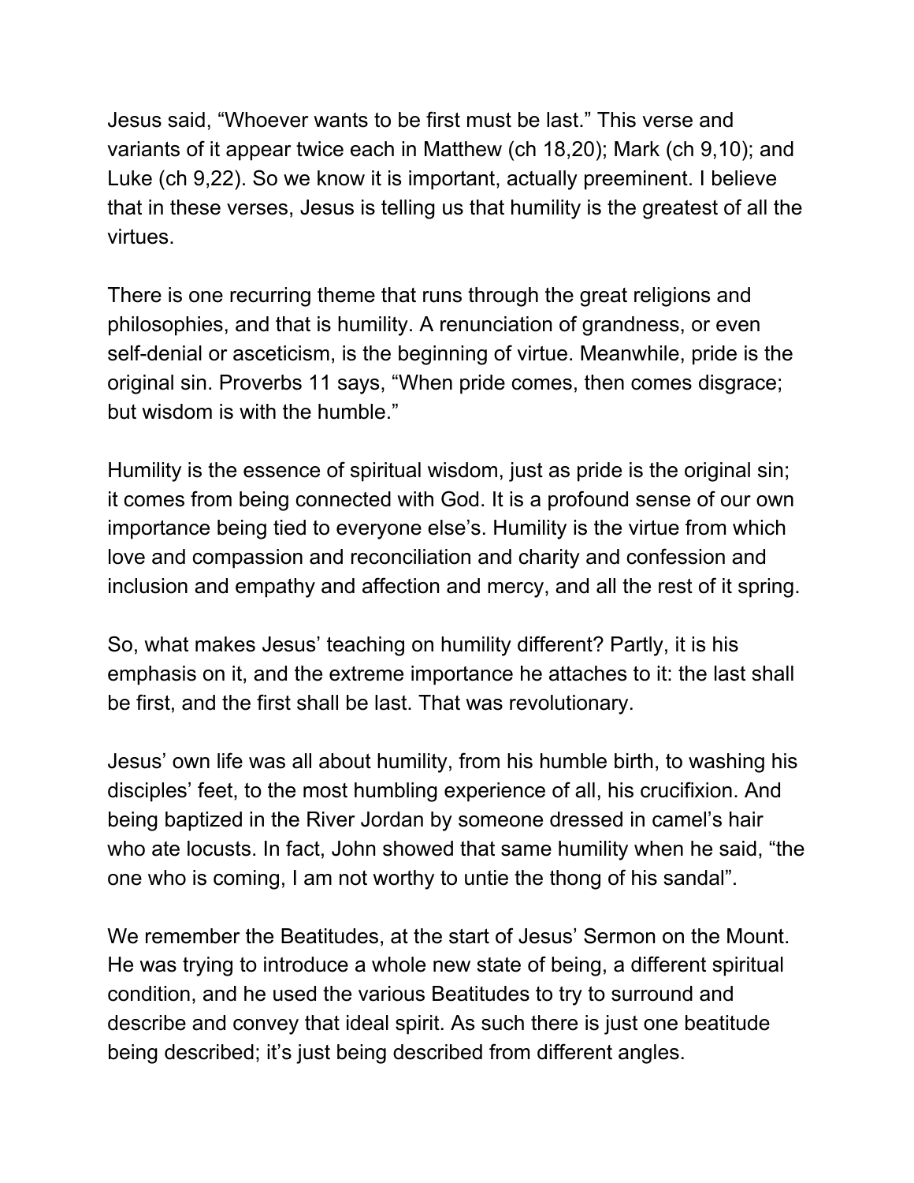Jesus said, “Whoever wants to be first must be last.” This verse and variants of it appear twice each in Matthew (ch 18,20); Mark (ch 9,10); and Luke (ch 9,22). So we know it is important, actually preeminent. I believe that in these verses, Jesus is telling us that humility is the greatest of all the virtues.

There is one recurring theme that runs through the great religions and philosophies, and that is humility. A renunciation of grandness, or even self-denial or asceticism, is the beginning of virtue. Meanwhile, pride is the original sin. Proverbs 11 says, “When pride comes, then comes disgrace; but wisdom is with the humble.”

Humility is the essence of spiritual wisdom, just as pride is the original sin; it comes from being connected with God. It is a profound sense of our own importance being tied to everyone else’s. Humility is the virtue from which love and compassion and reconciliation and charity and confession and inclusion and empathy and affection and mercy, and all the rest of it spring.

So, what makes Jesus’ teaching on humility different? Partly, it is his emphasis on it, and the extreme importance he attaches to it: the last shall be first, and the first shall be last. That was revolutionary.

Jesus’ own life was all about humility, from his humble birth, to washing his disciples’ feet, to the most humbling experience of all, his crucifixion. And being baptized in the River Jordan by someone dressed in camel’s hair who ate locusts. In fact, John showed that same humility when he said, “the one who is coming, I am not worthy to untie the thong of his sandal”.

We remember the Beatitudes, at the start of Jesus’ Sermon on the Mount. He was trying to introduce a whole new state of being, a different spiritual condition, and he used the various Beatitudes to try to surround and describe and convey that ideal spirit. As such there is just one beatitude being described; it’s just being described from different angles.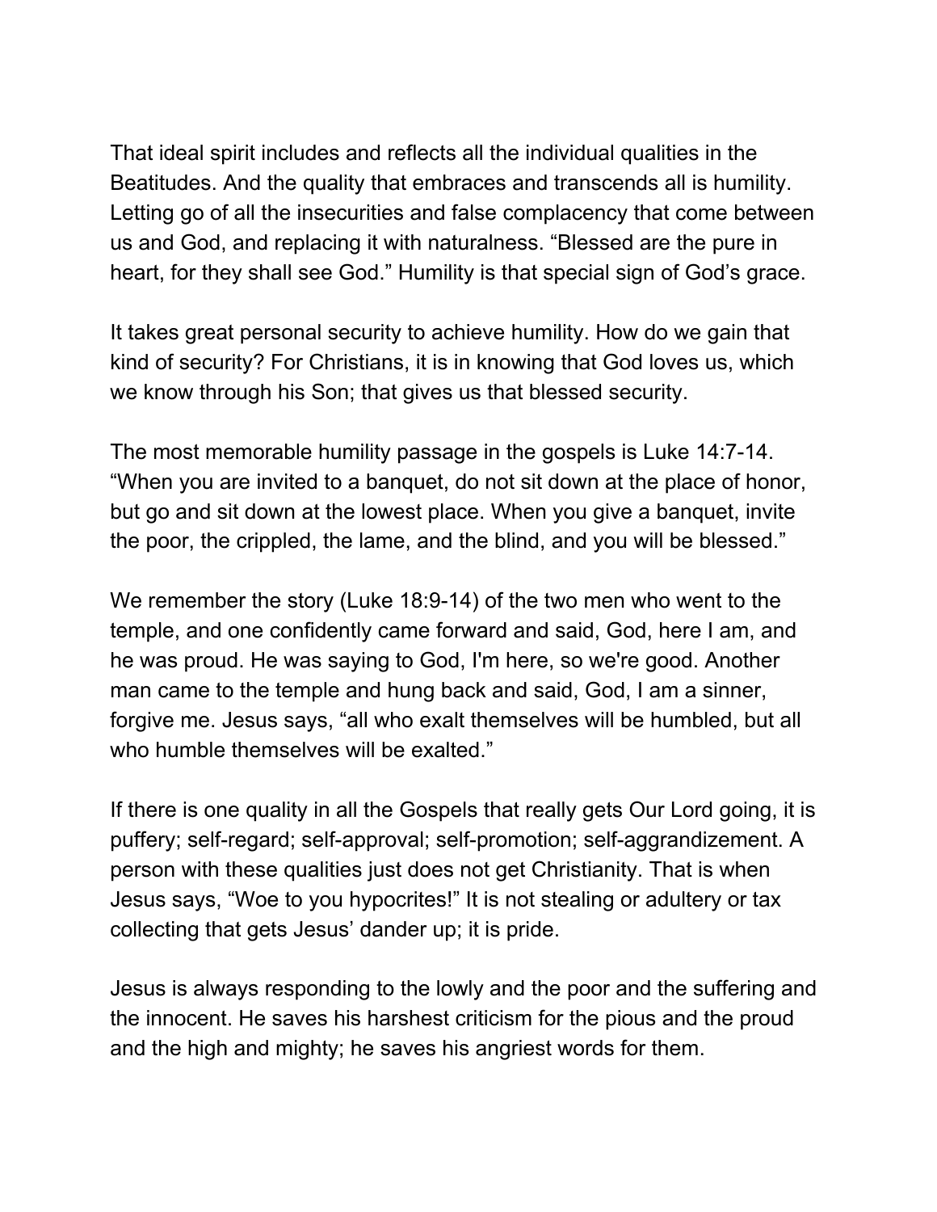That ideal spirit includes and reflects all the individual qualities in the Beatitudes. And the quality that embraces and transcends all is humility. Letting go of all the insecurities and false complacency that come between us and God, and replacing it with naturalness. “Blessed are the pure in heart, for they shall see God.” Humility is that special sign of God’s grace.

It takes great personal security to achieve humility. How do we gain that kind of security? For Christians, it is in knowing that God loves us, which we know through his Son; that gives us that blessed security.

The most memorable humility passage in the gospels is Luke 14:7-14. “When you are invited to a banquet, do not sit down at the place of honor, but go and sit down at the lowest place. When you give a banquet, invite the poor, the crippled, the lame, and the blind, and you will be blessed.”

We remember the story (Luke 18:9-14) of the two men who went to the temple, and one confidently came forward and said, God, here I am, and he was proud. He was saying to God, I'm here, so we're good. Another man came to the temple and hung back and said, God, I am a sinner, forgive me. Jesus says, “all who exalt themselves will be humbled, but all who humble themselves will be exalted.”

If there is one quality in all the Gospels that really gets Our Lord going, it is puffery; self-regard; self-approval; self-promotion; self-aggrandizement. A person with these qualities just does not get Christianity. That is when Jesus says, “Woe to you hypocrites!” It is not stealing or adultery or tax collecting that gets Jesus’ dander up; it is pride.

Jesus is always responding to the lowly and the poor and the suffering and the innocent. He saves his harshest criticism for the pious and the proud and the high and mighty; he saves his angriest words for them.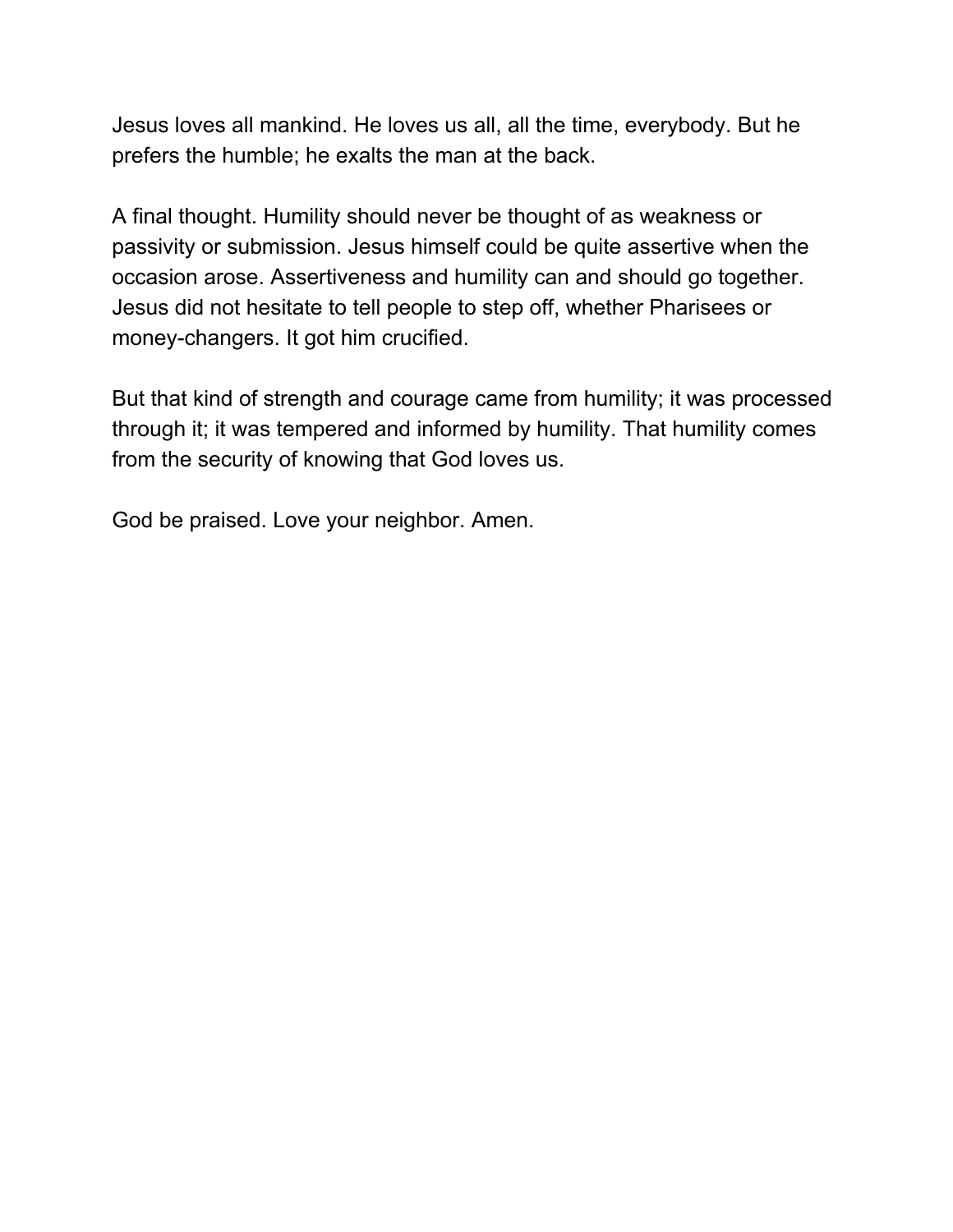Jesus loves all mankind. He loves us all, all the time, everybody. But he prefers the humble; he exalts the man at the back.

A final thought. Humility should never be thought of as weakness or passivity or submission. Jesus himself could be quite assertive when the occasion arose. Assertiveness and humility can and should go together. Jesus did not hesitate to tell people to step off, whether Pharisees or money-changers. It got him crucified.

But that kind of strength and courage came from humility; it was processed through it; it was tempered and informed by humility. That humility comes from the security of knowing that God loves us.

God be praised. Love your neighbor. Amen.